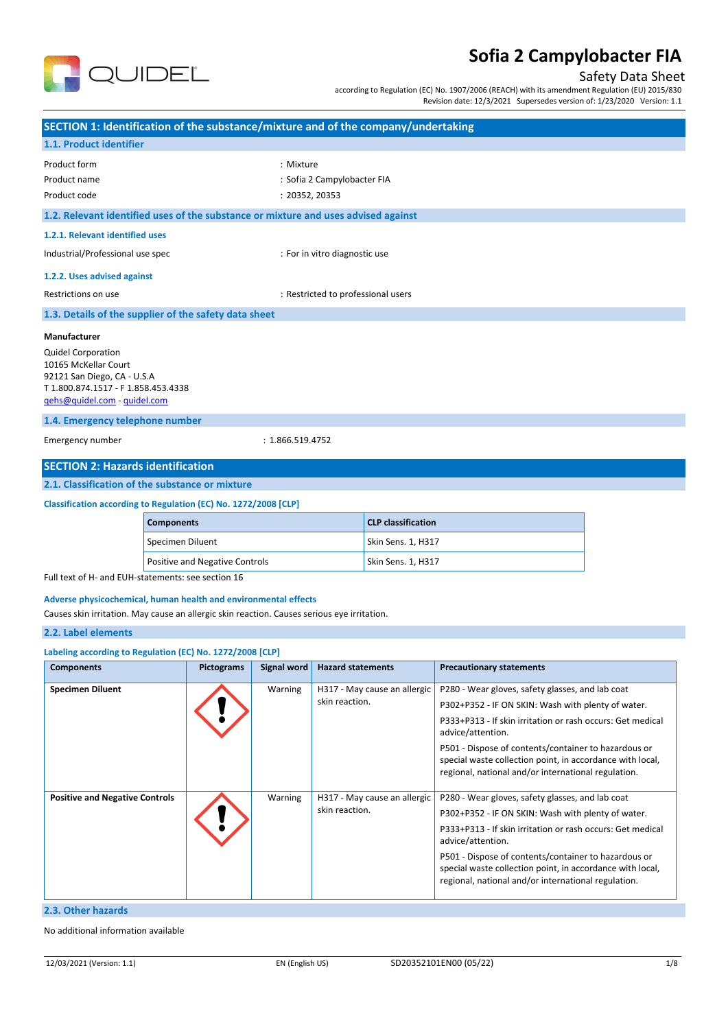# Sofia 2 Campylobacter FIA

Safety Data Sheet

according to Regulation (EC) No. 1907/2006 (REACH) with its amendment Regulation (EU) 2015/830

Revision date: 12/3/2021 Supersedes version of: 1/23/2020 Version: 1.1

## SECTION 1: Identification of the substance/mixture and of the company/undertaking

### 1.1. Product identifier

| | |
|---|---|
| Product form | : Mixture |
| Product name | : Sofia 2 Campylobacter FIA |
| Product code | : 20352, 20353 |

### 1.2. Relevant identified uses of the substance or mixture and uses advised against

#### 1.2.1. Relevant identified uses

| | |
|---|---|
| Industrial/Professional use spec | : For in vitro diagnostic use |

#### 1.2.2. Uses advised against

| | |
|---|---|
| Restrictions on use | : Restricted to professional users |

### 1.3. Details of the supplier of the safety data sheet

**Manufacturer**

Quidel Corporation
10165 McKellar Court
92121 San Diego, CA - U.S.A
T 1.800.874.1517 - F 1.858.453.4338
qehs@quidel.com - quidel.com

### 1.4. Emergency telephone number

| | |
|---|---|
| Emergency number | : 1.866.519.4752 |

## SECTION 2: Hazards identification

### 2.1. Classification of the substance or mixture

**Classification according to Regulation (EC) No. 1272/2008 [CLP]**

| Components | CLP classification |
|---|---|
| Specimen Diluent | Skin Sens. 1, H317 |
| Positive and Negative Controls | Skin Sens. 1, H317 |

Full text of H- and EUH-statements: see section 16

**Adverse physicochemical, human health and environmental effects**

Causes skin irritation. May cause an allergic skin reaction. Causes serious eye irritation.

### 2.2. Label elements

**Labeling according to Regulation (EC) No. 1272/2008 [CLP]**

| Components | Pictograms | Signal word | Hazard statements | Precautionary statements |
|---|---|---|---|---|
| **Specimen Diluent** | | Warning | H317 - May cause an allergic skin reaction. | P280 - Wear gloves, safety glasses, and lab coat<br>P302+P352 - IF ON SKIN: Wash with plenty of water.<br>P333+P313 - If skin irritation or rash occurs: Get medical advice/attention.<br>P501 - Dispose of contents/container to hazardous or special waste collection point, in accordance with local, regional, national and/or international regulation. |
| **Positive and Negative Controls** | | Warning | H317 - May cause an allergic skin reaction. | P280 - Wear gloves, safety glasses, and lab coat<br>P302+P352 - IF ON SKIN: Wash with plenty of water.<br>P333+P313 - If skin irritation or rash occurs: Get medical advice/attention.<br>P501 - Dispose of contents/container to hazardous or special waste collection point, in accordance with local, regional, national and/or international regulation. |

### 2.3. Other hazards

No additional information available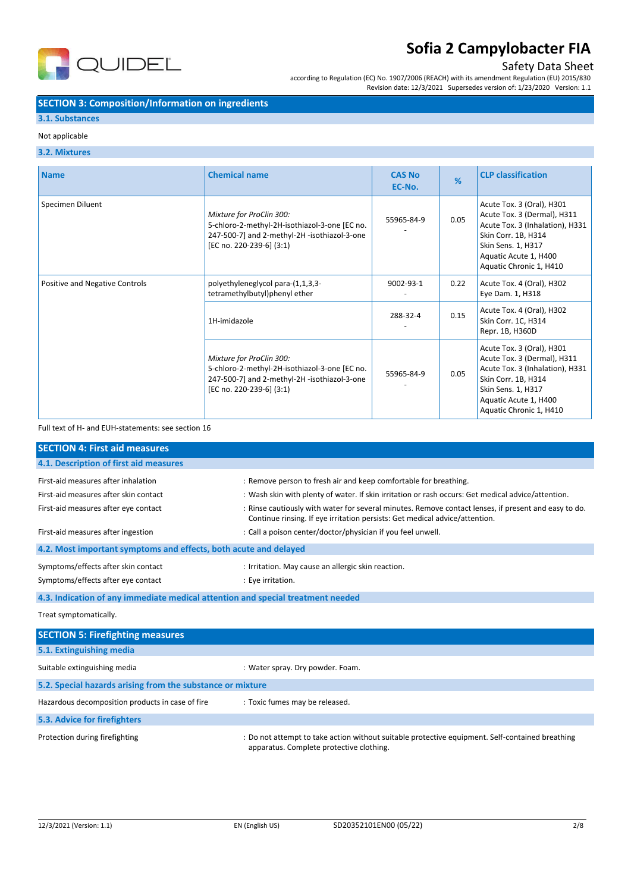## SECTION 3: Composition/Information on ingredients

### 3.1. Substances

Not applicable

### 3.2. Mixtures

| Name | Chemical name | CAS No EC-No. | % | CLP classification |
|---|---|---|---|---|
| Specimen Diluent | *Mixture for ProClin 300:* 5-chloro-2-methyl-2H-isothiazol-3-one [EC no. 247-500-7] and 2-methyl-2H -isothiazol-3-one [EC no. 220-239-6] (3:1) | 55965-84-9 - | 0.05 | Acute Tox. 3 (Oral), H301 Acute Tox. 3 (Dermal), H311 Acute Tox. 3 (Inhalation), H331 Skin Corr. 1B, H314 Skin Sens. 1, H317 Aquatic Acute 1, H400 Aquatic Chronic 1, H410 |
| Positive and Negative Controls | polyethyleneglycol para-(1,1,3,3-tetramethylbutyl)phenyl ether | 9002-93-1 - | 0.22 | Acute Tox. 4 (Oral), H302 Eye Dam. 1, H318 |
| | 1H-imidazole | 288-32-4 - | 0.15 | Acute Tox. 4 (Oral), H302 Skin Corr. 1C, H314 Repr. 1B, H360D |
| | *Mixture for ProClin 300:* 5-chloro-2-methyl-2H-isothiazol-3-one [EC no. 247-500-7] and 2-methyl-2H -isothiazol-3-one [EC no. 220-239-6] (3:1) | 55965-84-9 - | 0.05 | Acute Tox. 3 (Oral), H301 Acute Tox. 3 (Dermal), H311 Acute Tox. 3 (Inhalation), H331 Skin Corr. 1B, H314 Skin Sens. 1, H317 Aquatic Acute 1, H400 Aquatic Chronic 1, H410 |

Full text of H- and EUH-statements: see section 16

## SECTION 4: First aid measures

### 4.1. Description of first aid measures

First-aid measures after inhalation : Remove person to fresh air and keep comfortable for breathing.

First-aid measures after skin contact : Wash skin with plenty of water. If skin irritation or rash occurs: Get medical advice/attention.

First-aid measures after eye contact : Rinse cautiously with water for several minutes. Remove contact lenses, if present and easy to do. Continue rinsing. If eye irritation persists: Get medical advice/attention.

First-aid measures after ingestion : Call a poison center/doctor/physician if you feel unwell.

### 4.2. Most important symptoms and effects, both acute and delayed

Symptoms/effects after skin contact : Irritation. May cause an allergic skin reaction.

Symptoms/effects after eye contact : Eye irritation.

### 4.3. Indication of any immediate medical attention and special treatment needed

Treat symptomatically.

## SECTION 5: Firefighting measures

### 5.1. Extinguishing media

Suitable extinguishing media : Water spray. Dry powder. Foam.

### 5.2. Special hazards arising from the substance or mixture

Hazardous decomposition products in case of fire : Toxic fumes may be released.

### 5.3. Advice for firefighters

Protection during firefighting : Do not attempt to take action without suitable protective equipment. Self-contained breathing apparatus. Complete protective clothing.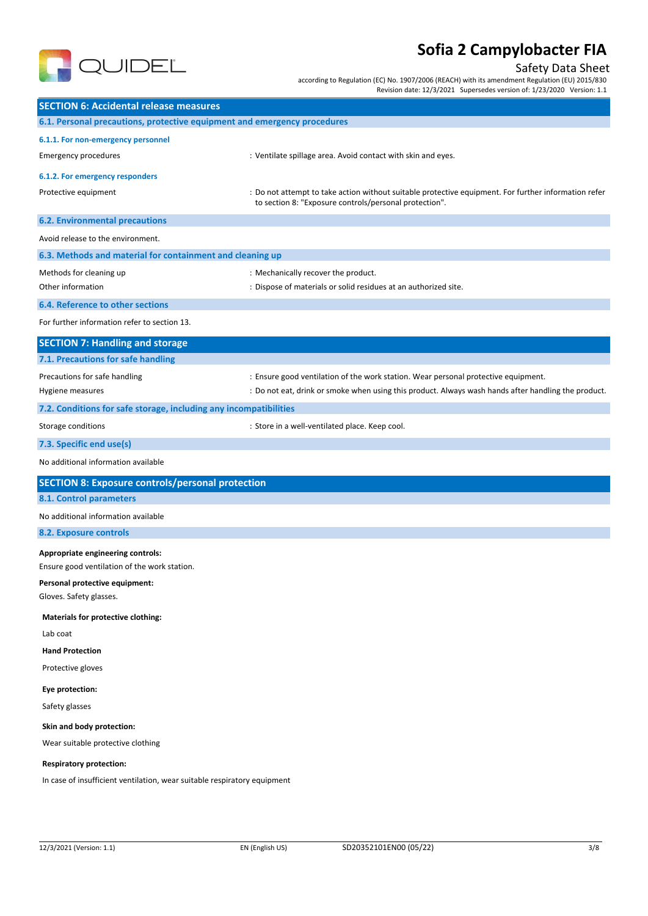## SECTION 6: Accidental release measures

### 6.1. Personal precautions, protective equipment and emergency procedures

#### 6.1.1. For non-emergency personnel

Emergency procedures : Ventilate spillage area. Avoid contact with skin and eyes.

#### 6.1.2. For emergency responders

Protective equipment : Do not attempt to take action without suitable protective equipment. For further information refer to section 8: "Exposure controls/personal protection".

### 6.2. Environmental precautions

Avoid release to the environment.

### 6.3. Methods and material for containment and cleaning up

Methods for cleaning up : Mechanically recover the product.

Other information : Dispose of materials or solid residues at an authorized site.

### 6.4. Reference to other sections

For further information refer to section 13.

## SECTION 7: Handling and storage

### 7.1. Precautions for safe handling

Precautions for safe handling : Ensure good ventilation of the work station. Wear personal protective equipment.

Hygiene measures : Do not eat, drink or smoke when using this product. Always wash hands after handling the product.

### 7.2. Conditions for safe storage, including any incompatibilities

Storage conditions : Store in a well-ventilated place. Keep cool.

### 7.3. Specific end use(s)

No additional information available

## SECTION 8: Exposure controls/personal protection

### 8.1. Control parameters

No additional information available

### 8.2. Exposure controls

**Appropriate engineering controls:**

Ensure good ventilation of the work station.

**Personal protective equipment:**

Gloves. Safety glasses.

**Materials for protective clothing:**

Lab coat

**Hand Protection**

Protective gloves

**Eye protection:**

Safety glasses

**Skin and body protection:**

Wear suitable protective clothing

**Respiratory protection:**

In case of insufficient ventilation, wear suitable respiratory equipment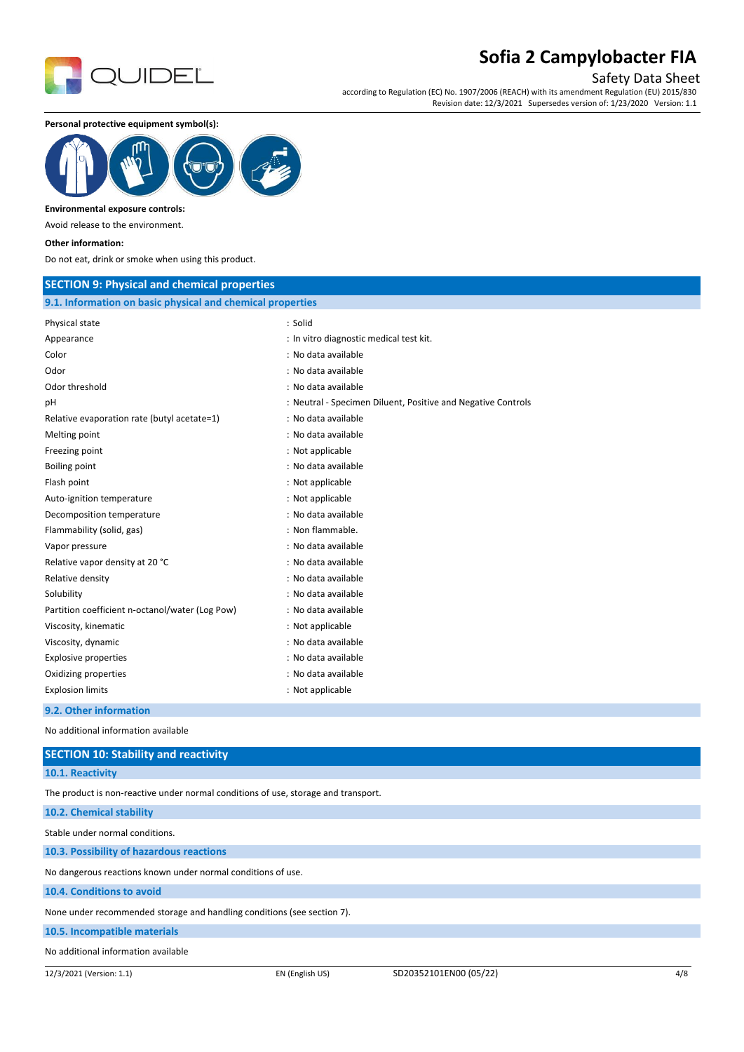**Personal protective equipment symbol(s):**

**Environmental exposure controls:**

Avoid release to the environment.

**Other information:**

Do not eat, drink or smoke when using this product.

## SECTION 9: Physical and chemical properties

### 9.1. Information on basic physical and chemical properties

| | |
|---|---|
| Physical state | : Solid |
| Appearance | : In vitro diagnostic medical test kit. |
| Color | : No data available |
| Odor | : No data available |
| Odor threshold | : No data available |
| pH | : Neutral - Specimen Diluent, Positive and Negative Controls |
| Relative evaporation rate (butyl acetate=1) | : No data available |
| Melting point | : No data available |
| Freezing point | : Not applicable |
| Boiling point | : No data available |
| Flash point | : Not applicable |
| Auto-ignition temperature | : Not applicable |
| Decomposition temperature | : No data available |
| Flammability (solid, gas) | : Non flammable. |
| Vapor pressure | : No data available |
| Relative vapor density at 20 °C | : No data available |
| Relative density | : No data available |
| Solubility | : No data available |
| Partition coefficient n-octanol/water (Log Pow) | : No data available |
| Viscosity, kinematic | : Not applicable |
| Viscosity, dynamic | : No data available |
| Explosive properties | : No data available |
| Oxidizing properties | : No data available |
| Explosion limits | : Not applicable |

### 9.2. Other information

No additional information available

## SECTION 10: Stability and reactivity

### 10.1. Reactivity

The product is non-reactive under normal conditions of use, storage and transport.

### 10.2. Chemical stability

Stable under normal conditions.

### 10.3. Possibility of hazardous reactions

No dangerous reactions known under normal conditions of use.

### 10.4. Conditions to avoid

None under recommended storage and handling conditions (see section 7).

### 10.5. Incompatible materials

No additional information available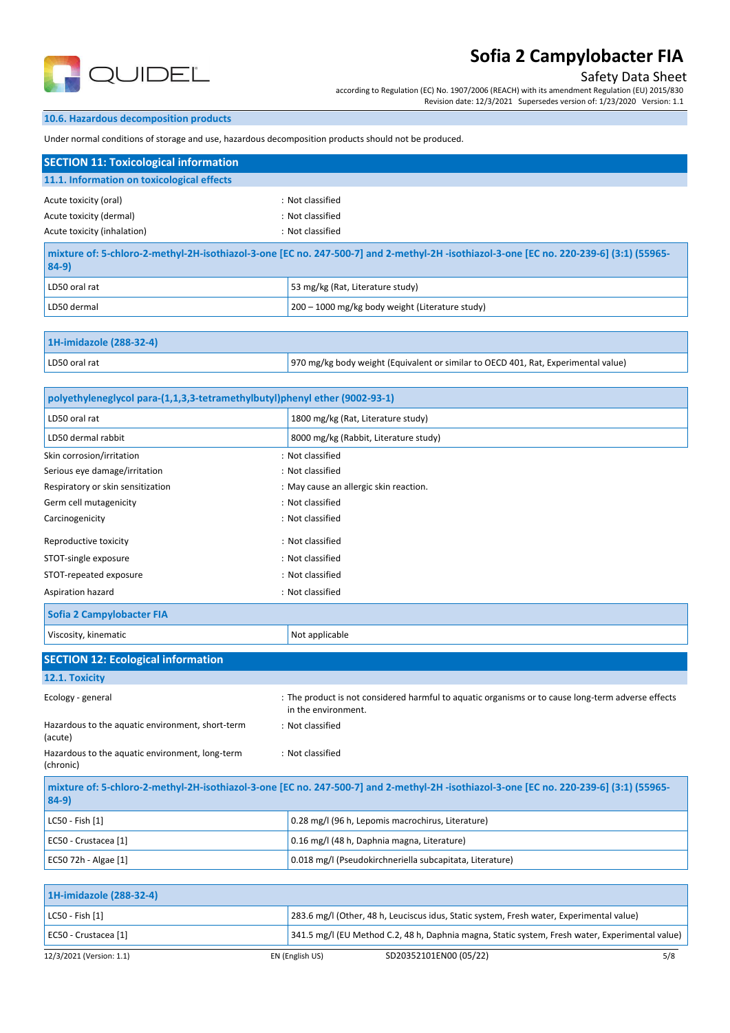### 10.6. Hazardous decomposition products

Under normal conditions of storage and use, hazardous decomposition products should not be produced.

## SECTION 11: Toxicological information

### 11.1. Information on toxicological effects

Acute toxicity (oral) : Not classified

Acute toxicity (dermal) : Not classified

Acute toxicity (inhalation) : Not classified

| mixture of: 5-chloro-2-methyl-2H-isothiazol-3-one [EC no. 247-500-7] and 2-methyl-2H -isothiazol-3-one [EC no. 220-239-6] (3:1) (55965-84-9) | |
|---|---|
| LD50 oral rat | 53 mg/kg (Rat, Literature study) |
| LD50 dermal | 200 – 1000 mg/kg body weight (Literature study) |

| 1H-imidazole (288-32-4) | |
|---|---|
| LD50 oral rat | 970 mg/kg body weight (Equivalent or similar to OECD 401, Rat, Experimental value) |

| polyethyleneglycol para-(1,1,3,3-tetramethylbutyl)phenyl ether (9002-93-1) | |
|---|---|
| LD50 oral rat | 1800 mg/kg (Rat, Literature study) |
| LD50 dermal rabbit | 8000 mg/kg (Rabbit, Literature study) |

Skin corrosion/irritation : Not classified

Serious eye damage/irritation : Not classified

Respiratory or skin sensitization : May cause an allergic skin reaction.

Germ cell mutagenicity : Not classified

Carcinogenicity : Not classified

Reproductive toxicity : Not classified

STOT-single exposure : Not classified

STOT-repeated exposure : Not classified

Aspiration hazard : Not classified

| Sofia 2 Campylobacter FIA | |
|---|---|
| Viscosity, kinematic | Not applicable |

## SECTION 12: Ecological information

### 12.1. Toxicity

Ecology - general : The product is not considered harmful to aquatic organisms or to cause long-term adverse effects in the environment.

Hazardous to the aquatic environment, short-term (acute) : Not classified

Hazardous to the aquatic environment, long-term (chronic) : Not classified

| mixture of: 5-chloro-2-methyl-2H-isothiazol-3-one [EC no. 247-500-7] and 2-methyl-2H -isothiazol-3-one [EC no. 220-239-6] (3:1) (55965-84-9) | |
|---|---|
| LC50 - Fish [1] | 0.28 mg/l (96 h, Lepomis macrochirus, Literature) |
| EC50 - Crustacea [1] | 0.16 mg/l (48 h, Daphnia magna, Literature) |
| EC50 72h - Algae [1] | 0.018 mg/l (Pseudokirchneriella subcapitata, Literature) |

| 1H-imidazole (288-32-4) | |
|---|---|
| LC50 - Fish [1] | 283.6 mg/l (Other, 48 h, Leuciscus idus, Static system, Fresh water, Experimental value) |
| EC50 - Crustacea [1] | 341.5 mg/l (EU Method C.2, 48 h, Daphnia magna, Static system, Fresh water, Experimental value) |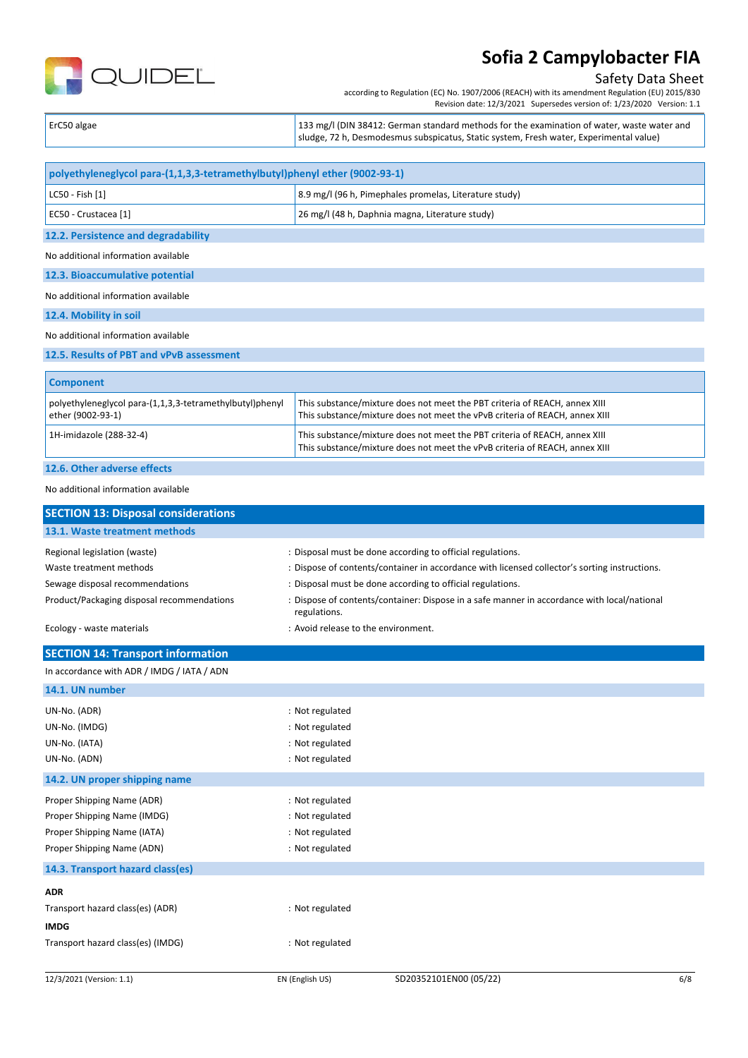| | |
|---|---|
| ErC50 algae | 133 mg/l (DIN 38412: German standard methods for the examination of water, waste water and sludge, 72 h, Desmodesmus subspicatus, Static system, Fresh water, Experimental value) |

| polyethyleneglycol para-(1,1,3,3-tetramethylbutyl)phenyl ether (9002-93-1) | |
|---|---|
| LC50 - Fish [1] | 8.9 mg/l (96 h, Pimephales promelas, Literature study) |
| EC50 - Crustacea [1] | 26 mg/l (48 h, Daphnia magna, Literature study) |

### 12.2. Persistence and degradability

No additional information available

### 12.3. Bioaccumulative potential

No additional information available

### 12.4. Mobility in soil

No additional information available

### 12.5. Results of PBT and vPvB assessment

| Component | |
|---|---|
| polyethyleneglycol para-(1,1,3,3-tetramethylbutyl)phenyl ether (9002-93-1) | This substance/mixture does not meet the PBT criteria of REACH, annex XIII<br>This substance/mixture does not meet the vPvB criteria of REACH, annex XIII |
| 1H-imidazole (288-32-4) | This substance/mixture does not meet the PBT criteria of REACH, annex XIII<br>This substance/mixture does not meet the vPvB criteria of REACH, annex XIII |

### 12.6. Other adverse effects

No additional information available

## SECTION 13: Disposal considerations

### 13.1. Waste treatment methods

Regional legislation (waste) : Disposal must be done according to official regulations.

Waste treatment methods : Dispose of contents/container in accordance with licensed collector's sorting instructions.

Sewage disposal recommendations : Disposal must be done according to official regulations.

Product/Packaging disposal recommendations : Dispose of contents/container: Dispose in a safe manner in accordance with local/national regulations.

Ecology - waste materials : Avoid release to the environment.

## SECTION 14: Transport information

In accordance with ADR / IMDG / IATA / ADN

### 14.1. UN number

UN-No. (ADR) : Not regulated

UN-No. (IMDG) : Not regulated

UN-No. (IATA) : Not regulated

UN-No. (ADN) : Not regulated

### 14.2. UN proper shipping name

Proper Shipping Name (ADR) : Not regulated

Proper Shipping Name (IMDG) : Not regulated

Proper Shipping Name (IATA) : Not regulated

Proper Shipping Name (ADN) : Not regulated

### 14.3. Transport hazard class(es)

**ADR**

Transport hazard class(es) (ADR) : Not regulated

**IMDG**

Transport hazard class(es) (IMDG) : Not regulated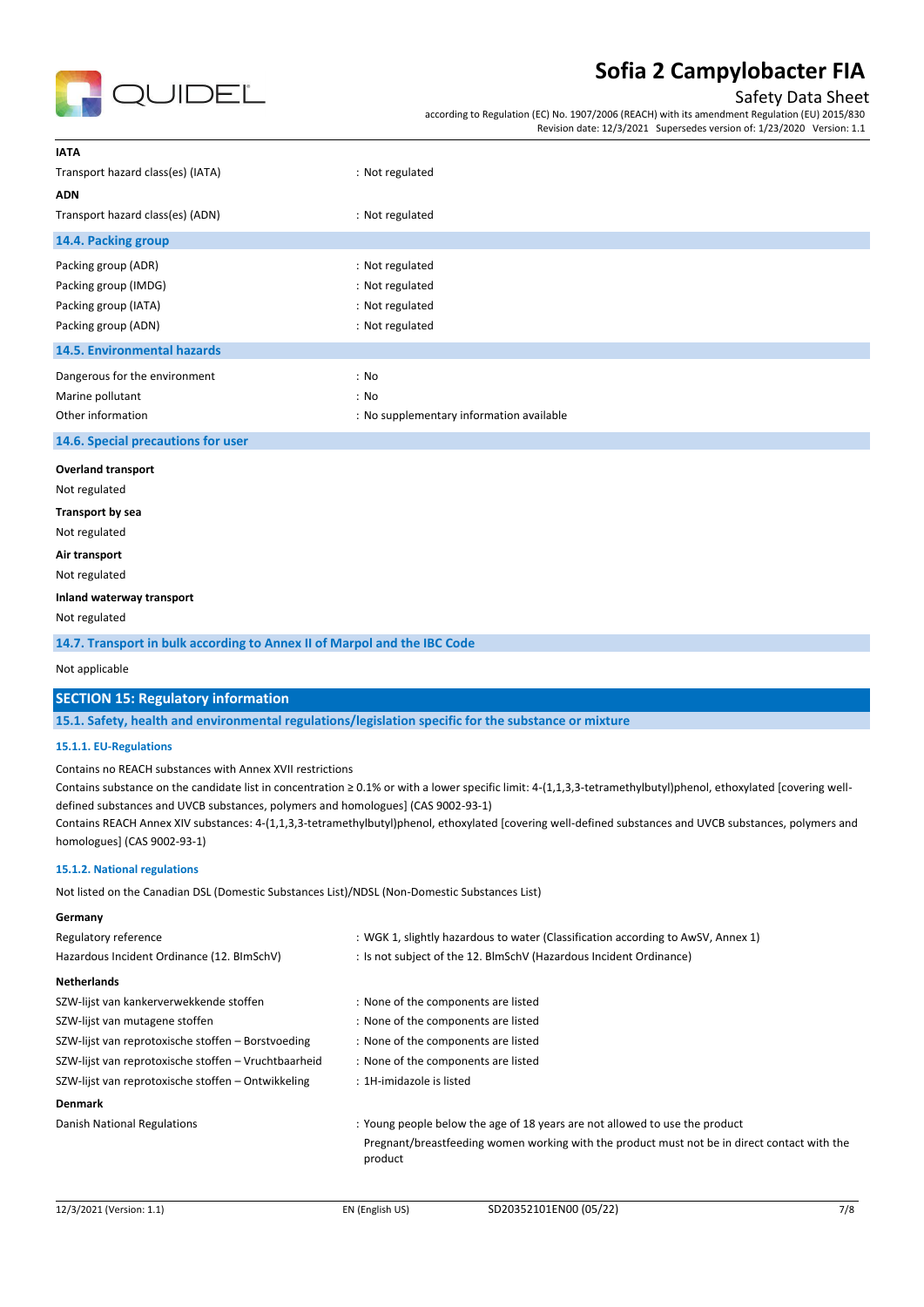**IATA**

| | |
|---|---|
| Transport hazard class(es) (IATA) | : Not regulated |

**ADN**

| | |
|---|---|
| Transport hazard class(es) (ADN) | : Not regulated |

### 14.4. Packing group

| | |
|---|---|
| Packing group (ADR) | : Not regulated |
| Packing group (IMDG) | : Not regulated |
| Packing group (IATA) | : Not regulated |
| Packing group (ADN) | : Not regulated |

### 14.5. Environmental hazards

| | |
|---|---|
| Dangerous for the environment | : No |
| Marine pollutant | : No |
| Other information | : No supplementary information available |

### 14.6. Special precautions for user

**Overland transport**

Not regulated

**Transport by sea**

Not regulated

**Air transport**

Not regulated

**Inland waterway transport**

Not regulated

### 14.7. Transport in bulk according to Annex II of Marpol and the IBC Code

Not applicable

## SECTION 15: Regulatory information

### 15.1. Safety, health and environmental regulations/legislation specific for the substance or mixture

#### 15.1.1. EU-Regulations

Contains no REACH substances with Annex XVII restrictions

Contains substance on the candidate list in concentration ≥ 0.1% or with a lower specific limit: 4-(1,1,3,3-tetramethylbutyl)phenol, ethoxylated [covering well-defined substances and UVCB substances, polymers and homologues] (CAS 9002-93-1)

Contains REACH Annex XIV substances: 4-(1,1,3,3-tetramethylbutyl)phenol, ethoxylated [covering well-defined substances and UVCB substances, polymers and homologues] (CAS 9002-93-1)

#### 15.1.2. National regulations

Not listed on the Canadian DSL (Domestic Substances List)/NDSL (Non-Domestic Substances List)

**Germany**

| | |
|---|---|
| Regulatory reference | : WGK 1, slightly hazardous to water (Classification according to AwSV, Annex 1) |
| Hazardous Incident Ordinance (12. BImSchV) | : Is not subject of the 12. BlmSchV (Hazardous Incident Ordinance) |

**Netherlands**

| | |
|---|---|
| SZW-lijst van kankerverwekkende stoffen | : None of the components are listed |
| SZW-lijst van mutagene stoffen | : None of the components are listed |
| SZW-lijst van reprotoxische stoffen – Borstvoeding | : None of the components are listed |
| SZW-lijst van reprotoxische stoffen – Vruchtbaarheid | : None of the components are listed |
| SZW-lijst van reprotoxische stoffen – Ontwikkeling | : 1H-imidazole is listed |

**Denmark**

| | |
|---|---|
| Danish National Regulations | : Young people below the age of 18 years are not allowed to use the product<br>Pregnant/breastfeeding women working with the product must not be in direct contact with the product |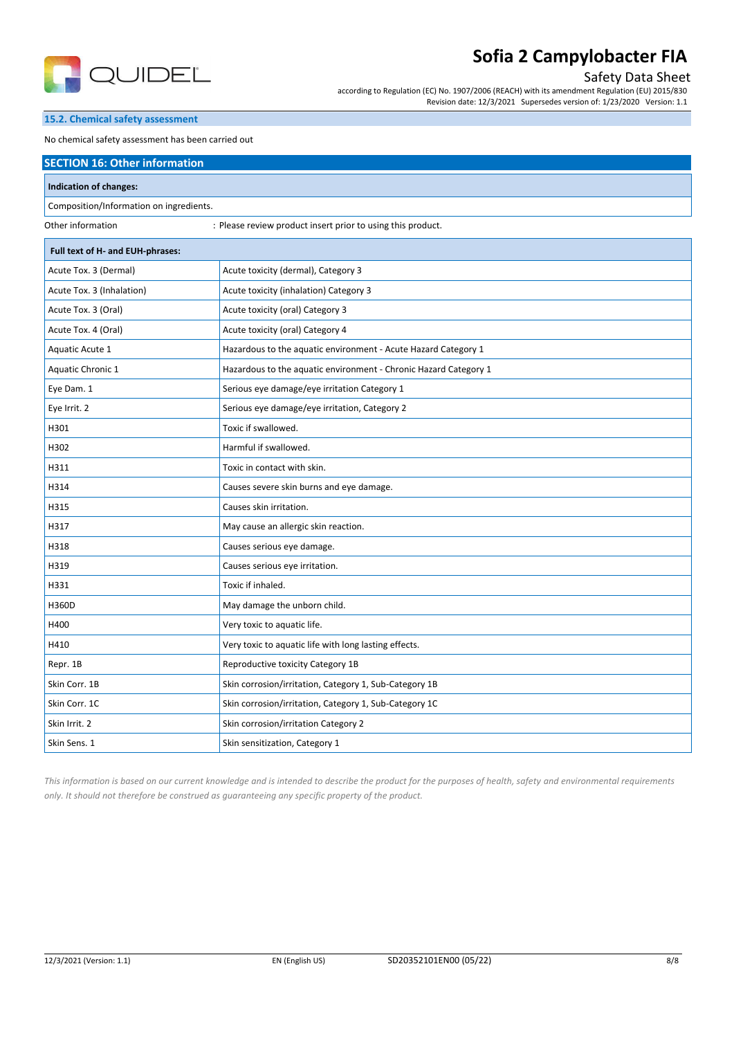### 15.2. Chemical safety assessment

No chemical safety assessment has been carried out

## SECTION 16: Other information

**Indication of changes:**

Composition/Information on ingredients.

Other information : Please review product insert prior to using this product.

| **Full text of H- and EUH-phrases:** | |
|---|---|
| Acute Tox. 3 (Dermal) | Acute toxicity (dermal), Category 3 |
| Acute Tox. 3 (Inhalation) | Acute toxicity (inhalation) Category 3 |
| Acute Tox. 3 (Oral) | Acute toxicity (oral) Category 3 |
| Acute Tox. 4 (Oral) | Acute toxicity (oral) Category 4 |
| Aquatic Acute 1 | Hazardous to the aquatic environment - Acute Hazard Category 1 |
| Aquatic Chronic 1 | Hazardous to the aquatic environment - Chronic Hazard Category 1 |
| Eye Dam. 1 | Serious eye damage/eye irritation Category 1 |
| Eye Irrit. 2 | Serious eye damage/eye irritation, Category 2 |
| H301 | Toxic if swallowed. |
| H302 | Harmful if swallowed. |
| H311 | Toxic in contact with skin. |
| H314 | Causes severe skin burns and eye damage. |
| H315 | Causes skin irritation. |
| H317 | May cause an allergic skin reaction. |
| H318 | Causes serious eye damage. |
| H319 | Causes serious eye irritation. |
| H331 | Toxic if inhaled. |
| H360D | May damage the unborn child. |
| H400 | Very toxic to aquatic life. |
| H410 | Very toxic to aquatic life with long lasting effects. |
| Repr. 1B | Reproductive toxicity Category 1B |
| Skin Corr. 1B | Skin corrosion/irritation, Category 1, Sub-Category 1B |
| Skin Corr. 1C | Skin corrosion/irritation, Category 1, Sub-Category 1C |
| Skin Irrit. 2 | Skin corrosion/irritation Category 2 |
| Skin Sens. 1 | Skin sensitization, Category 1 |

*This information is based on our current knowledge and is intended to describe the product for the purposes of health, safety and environmental requirements only. It should not therefore be construed as guaranteeing any specific property of the product.*